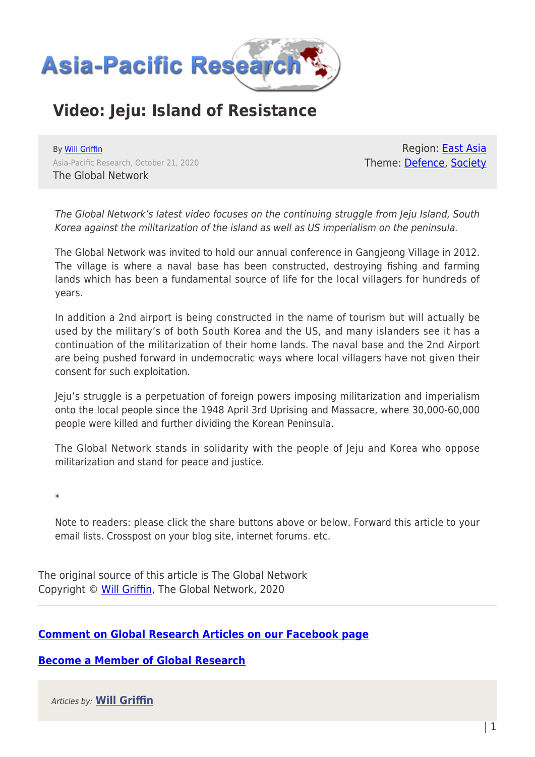# Video: Jeju: Island of Resistance

By Will Griffin

Asia-Pacific Research, October 21, 2020

The Global Network

Region: East Asia

Theme: Defence, Society

*The Global Network's latest video focuses on the continuing struggle from Jeju Island, South Korea against the militarization of the island as well as US imperialism on the peninsula.*

The Global Network was invited to hold our annual conference in Gangjeong Village in 2012. The village is where a naval base has been constructed, destroying fishing and farming lands which has been a fundamental source of life for the local villagers for hundreds of years.

In addition a 2nd airport is being constructed in the name of tourism but will actually be used by the military's of both South Korea and the US, and many islanders see it has a continuation of the militarization of their home lands. The naval base and the 2nd Airport are being pushed forward in undemocratic ways where local villagers have not given their consent for such exploitation.

Jeju's struggle is a perpetuation of foreign powers imposing militarization and imperialism onto the local people since the 1948 April 3rd Uprising and Massacre, where 30,000-60,000 people were killed and further dividing the Korean Peninsula.

The Global Network stands in solidarity with the people of Jeju and Korea who oppose militarization and stand for peace and justice.

*

Note to readers: please click the share buttons above or below. Forward this article to your email lists. Crosspost on your blog site, internet forums. etc.

The original source of this article is The Global Network
Copyright © Will Griffin, The Global Network, 2020

---

**Comment on Global Research Articles on our Facebook page**

**Become a Member of Global Research**

*Articles by:* **Will Griffin**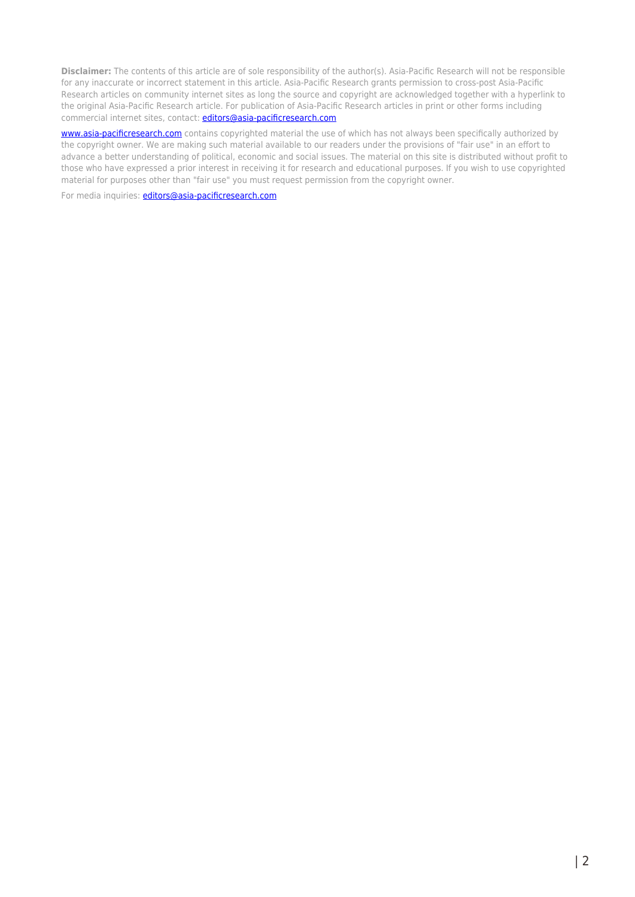**Disclaimer:** The contents of this article are of sole responsibility of the author(s). Asia-Pacific Research will not be responsible for any inaccurate or incorrect statement in this article. Asia-Pacific Research grants permission to cross-post Asia-Pacific Research articles on community internet sites as long the source and copyright are acknowledged together with a hyperlink to the original Asia-Pacific Research article. For publication of Asia-Pacific Research articles in print or other forms including commercial internet sites, contact: editors@asia-pacificresearch.com

www.asia-pacificresearch.com contains copyrighted material the use of which has not always been specifically authorized by the copyright owner. We are making such material available to our readers under the provisions of "fair use" in an effort to advance a better understanding of political, economic and social issues. The material on this site is distributed without profit to those who have expressed a prior interest in receiving it for research and educational purposes. If you wish to use copyrighted material for purposes other than "fair use" you must request permission from the copyright owner.

For media inquiries: editors@asia-pacificresearch.com